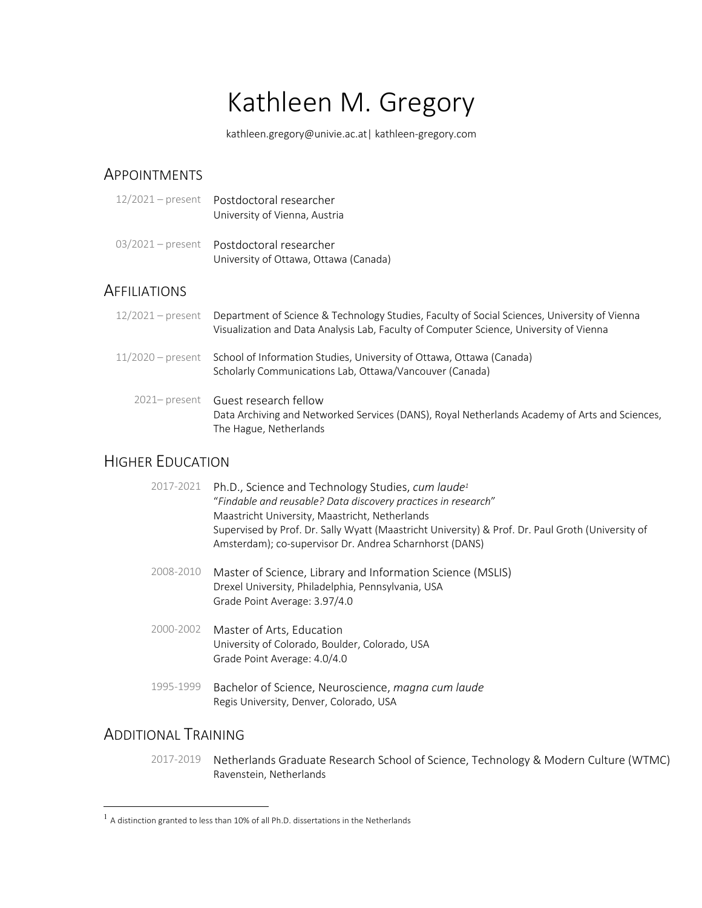# Kathleen M. Gregory

kathleen.gregory@univie.ac.at| kathleen-gregory.com

## Appointments

12/2021 – present Postdoctoral researcher
University of Vienna, Austria

03/2021 – present Postdoctoral researcher
University of Ottawa, Ottawa (Canada)

## Affiliations

12/2021 – present Department of Science & Technology Studies, Faculty of Social Sciences, University of Vienna
Visualization and Data Analysis Lab, Faculty of Computer Science, University of Vienna

11/2020 – present School of Information Studies, University of Ottawa, Ottawa (Canada)
Scholarly Communications Lab, Ottawa/Vancouver (Canada)

2021– present Guest research fellow
Data Archiving and Networked Services (DANS), Royal Netherlands Academy of Arts and Sciences, The Hague, Netherlands

## Higher Education

2017-2021 Ph.D., Science and Technology Studies, *cum laude*[1]
"*Findable and reusable? Data discovery practices in research*"
Maastricht University, Maastricht, Netherlands
Supervised by Prof. Dr. Sally Wyatt (Maastricht University) & Prof. Dr. Paul Groth (University of Amsterdam); co-supervisor Dr. Andrea Scharnhorst (DANS)

2008-2010 Master of Science, Library and Information Science (MSLIS)
Drexel University, Philadelphia, Pennsylvania, USA
Grade Point Average: 3.97/4.0

2000-2002 Master of Arts, Education
University of Colorado, Boulder, Colorado, USA
Grade Point Average: 4.0/4.0

1995-1999 Bachelor of Science, Neuroscience, *magna cum laude*
Regis University, Denver, Colorado, USA

## Additional Training

2017-2019 Netherlands Graduate Research School of Science, Technology & Modern Culture (WTMC)
Ravenstein, Netherlands

[1] A distinction granted to less than 10% of all Ph.D. dissertations in the Netherlands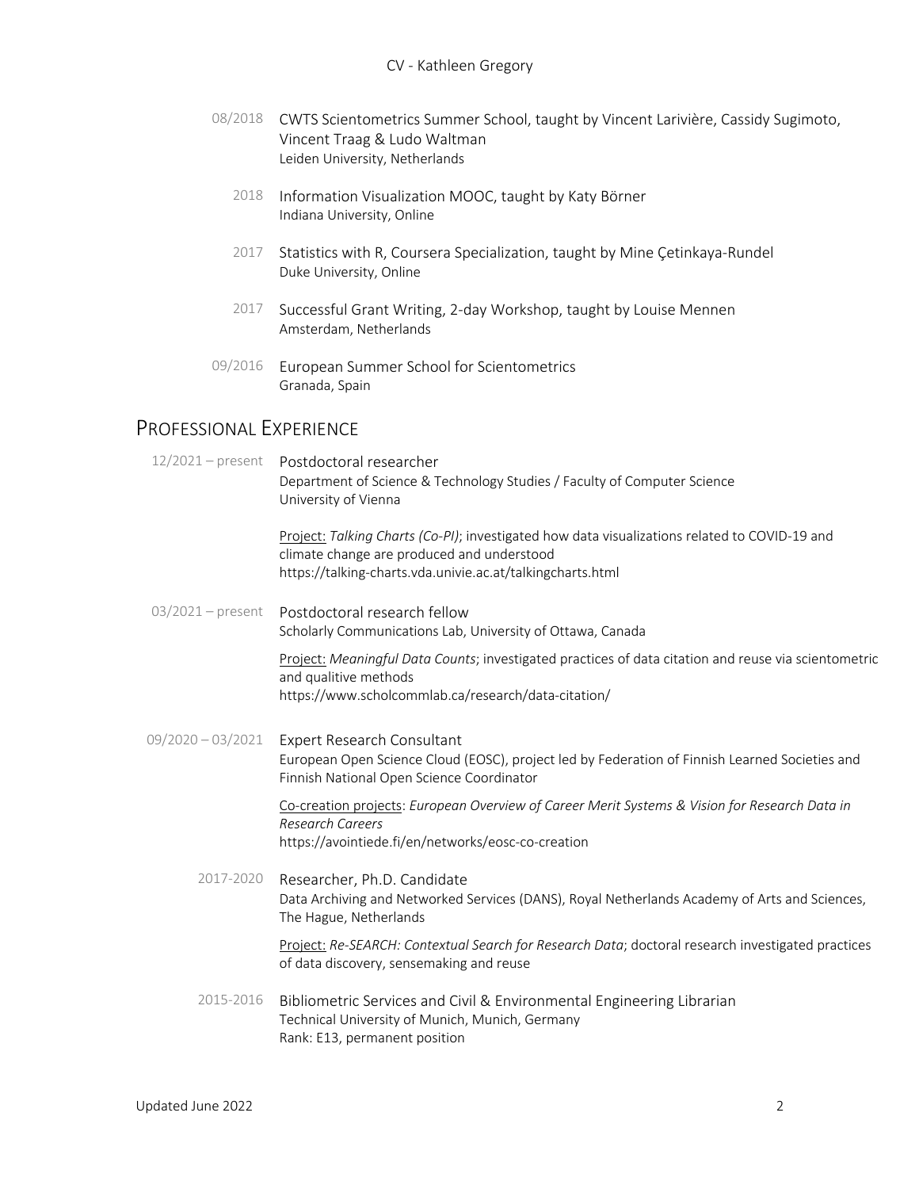08/2018 CWTS Scientometrics Summer School, taught by Vincent Larivière, Cassidy Sugimoto, Vincent Traag & Ludo Waltman
Leiden University, Netherlands

2018 Information Visualization MOOC, taught by Katy Börner
Indiana University, Online

2017 Statistics with R, Coursera Specialization, taught by Mine Çetinkaya-Rundel
Duke University, Online

2017 Successful Grant Writing, 2-day Workshop, taught by Louise Mennen
Amsterdam, Netherlands

09/2016 European Summer School for Scientometrics
Granada, Spain

## Professional Experience

12/2021 – present Postdoctoral researcher
Department of Science & Technology Studies / Faculty of Computer Science
University of Vienna

Project: *Talking Charts (Co-PI)*; investigated how data visualizations related to COVID-19 and climate change are produced and understood
https://talking-charts.vda.univie.ac.at/talkingcharts.html

03/2021 – present Postdoctoral research fellow
Scholarly Communications Lab, University of Ottawa, Canada

Project: *Meaningful Data Counts*; investigated practices of data citation and reuse via scientometric and qualitive methods
https://www.scholcommlab.ca/research/data-citation/

09/2020 – 03/2021 Expert Research Consultant
European Open Science Cloud (EOSC), project led by Federation of Finnish Learned Societies and Finnish National Open Science Coordinator

Co-creation projects: *European Overview of Career Merit Systems & Vision for Research Data in Research Careers*
https://avointiede.fi/en/networks/eosc-co-creation

2017-2020 Researcher, Ph.D. Candidate
Data Archiving and Networked Services (DANS), Royal Netherlands Academy of Arts and Sciences, The Hague, Netherlands

Project: *Re-SEARCH: Contextual Search for Research Data*; doctoral research investigated practices of data discovery, sensemaking and reuse

2015-2016 Bibliometric Services and Civil & Environmental Engineering Librarian
Technical University of Munich, Munich, Germany
Rank: E13, permanent position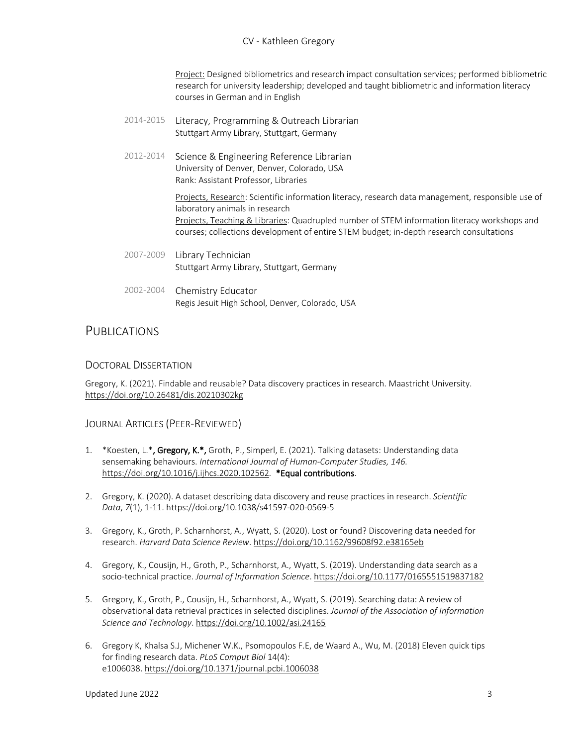Project: Designed bibliometrics and research impact consultation services; performed bibliometric research for university leadership; developed and taught bibliometric and information literacy courses in German and in English

2014-2015 Literacy, Programming & Outreach Librarian
Stuttgart Army Library, Stuttgart, Germany

2012-2014 Science & Engineering Reference Librarian
University of Denver, Denver, Colorado, USA
Rank: Assistant Professor, Libraries

Projects, Research: Scientific information literacy, research data management, responsible use of laboratory animals in research
Projects, Teaching & Libraries: Quadrupled number of STEM information literacy workshops and courses; collections development of entire STEM budget; in-depth research consultations

2007-2009 Library Technician
Stuttgart Army Library, Stuttgart, Germany

2002-2004 Chemistry Educator
Regis Jesuit High School, Denver, Colorado, USA

# PUBLICATIONS

## DOCTORAL DISSERTATION

Gregory, K. (2021). Findable and reusable? Data discovery practices in research. Maastricht University. https://doi.org/10.26481/dis.20210302kg

## JOURNAL ARTICLES (PEER-REVIEWED)

1. *Koesten, L.*, **Gregory, K.*,** Groth, P., Simperl, E. (2021). Talking datasets: Understanding data sensemaking behaviours. *International Journal of Human-Computer Studies, 146.* https://doi.org/10.1016/j.ijhcs.2020.102562. ***Equal contributions**.

2. Gregory, K. (2020). A dataset describing data discovery and reuse practices in research. *Scientific Data*, *7*(1), 1-11. https://doi.org/10.1038/s41597-020-0569-5

3. Gregory, K., Groth, P. Scharnhorst, A., Wyatt, S. (2020). Lost or found? Discovering data needed for research. *Harvard Data Science Review*. https://doi.org/10.1162/99608f92.e38165eb

4. Gregory, K., Cousijn, H., Groth, P., Scharnhorst, A., Wyatt, S. (2019). Understanding data search as a socio-technical practice. *Journal of Information Science*. https://doi.org/10.1177/0165551519837182

5. Gregory, K., Groth, P., Cousijn, H., Scharnhorst, A., Wyatt, S. (2019). Searching data: A review of observational data retrieval practices in selected disciplines. *Journal of the Association of Information Science and Technology*. https://doi.org/10.1002/asi.24165

6. Gregory K, Khalsa S.J, Michener W.K., Psomopoulos F.E, de Waard A., Wu, M. (2018) Eleven quick tips for finding research data. *PLoS Comput Biol* 14(4): e1006038. https://doi.org/10.1371/journal.pcbi.1006038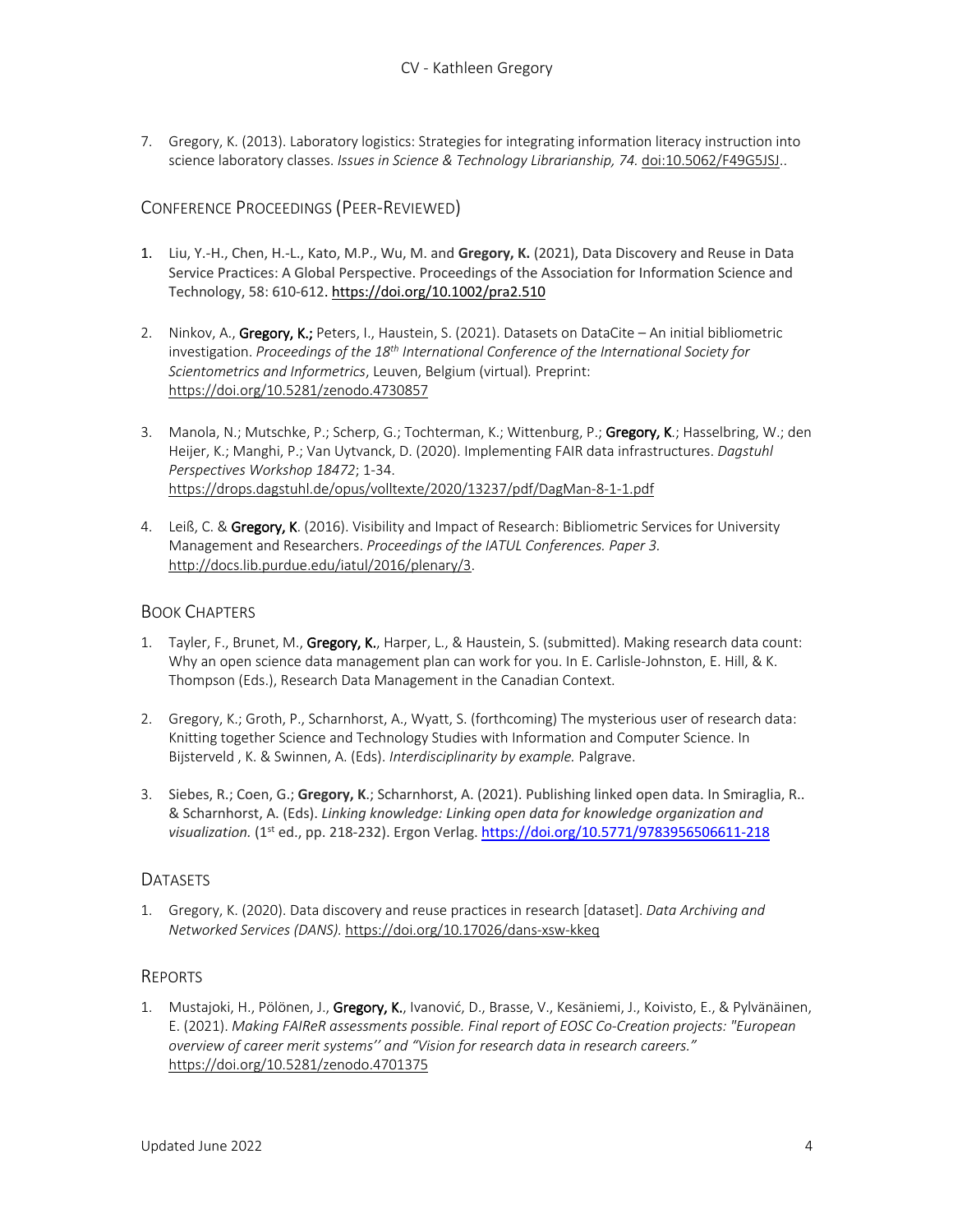7. Gregory, K. (2013). Laboratory logistics: Strategies for integrating information literacy instruction into science laboratory classes. *Issues in Science & Technology Librarianship, 74.* doi:10.5062/F49G5JSJ..

## Conference Proceedings (Peer-Reviewed)

1. Liu, Y.-H., Chen, H.-L., Kato, M.P., Wu, M. and **Gregory, K.** (2021), Data Discovery and Reuse in Data Service Practices: A Global Perspective. Proceedings of the Association for Information Science and Technology, 58: 610-612. https://doi.org/10.1002/pra2.510

2. Ninkov, A., **Gregory, K.;** Peters, I., Haustein, S. (2021). Datasets on DataCite – An initial bibliometric investigation. *Proceedings of the 18th International Conference of the International Society for Scientometrics and Informetrics*, Leuven, Belgium (virtual)*.* Preprint: https://doi.org/10.5281/zenodo.4730857

3. Manola, N.; Mutschke, P.; Scherp, G.; Tochterman, K.; Wittenburg, P.; **Gregory, K**.; Hasselbring, W.; den Heijer, K.; Manghi, P.; Van Uytvanck, D. (2020). Implementing FAIR data infrastructures. *Dagstuhl Perspectives Workshop 18472*; 1-34. https://drops.dagstuhl.de/opus/volltexte/2020/13237/pdf/DagMan-8-1-1.pdf

4. Leiß, C. & **Gregory, K**. (2016). Visibility and Impact of Research: Bibliometric Services for University Management and Researchers. *Proceedings of the IATUL Conferences. Paper 3.* http://docs.lib.purdue.edu/iatul/2016/plenary/3.

## Book Chapters

1. Tayler, F., Brunet, M., **Gregory, K.**, Harper, L., & Haustein, S. (submitted). Making research data count: Why an open science data management plan can work for you. In E. Carlisle-Johnston, E. Hill, & K. Thompson (Eds.), Research Data Management in the Canadian Context.

2. Gregory, K.; Groth, P., Scharnhorst, A., Wyatt, S. (forthcoming) The mysterious user of research data: Knitting together Science and Technology Studies with Information and Computer Science. In Bijsterveld , K. & Swinnen, A. (Eds). *Interdisciplinarity by example.* Palgrave.

3. Siebes, R.; Coen, G.; **Gregory, K**.; Scharnhorst, A. (2021). Publishing linked open data. In Smiraglia, R.. & Scharnhorst, A. (Eds). *Linking knowledge: Linking open data for knowledge organization and visualization.* (1st ed., pp. 218-232). Ergon Verlag. https://doi.org/10.5771/9783956506611-218

## Datasets

1. Gregory, K. (2020). Data discovery and reuse practices in research [dataset]. *Data Archiving and Networked Services (DANS).* https://doi.org/10.17026/dans-xsw-kkeq

## Reports

1. Mustajoki, H., Pölönen, J., **Gregory, K.**, Ivanović, D., Brasse, V., Kesäniemi, J., Koivisto, E., & Pylvänäinen, E. (2021). *Making FAIReR assessments possible. Final report of EOSC Co-Creation projects: "European overview of career merit systems'' and "Vision for research data in research careers."* https://doi.org/10.5281/zenodo.4701375

Updated June 2022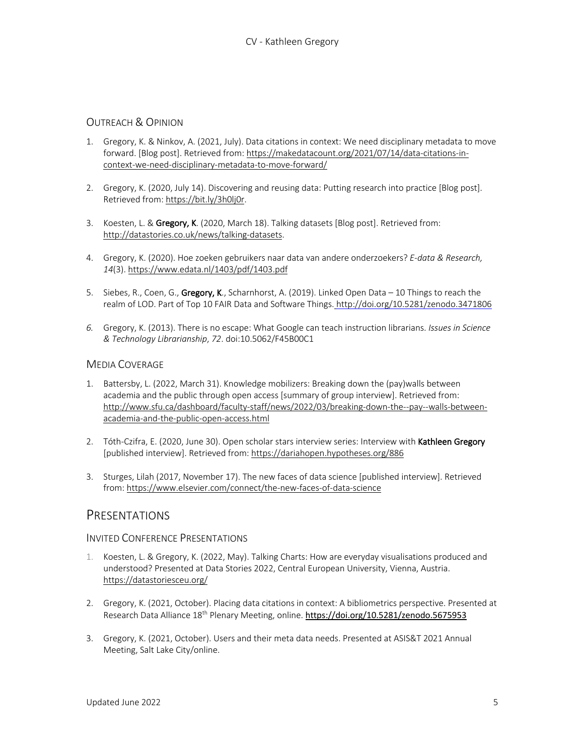### Outreach & Opinion

1. Gregory, K. & Ninkov, A. (2021, July). Data citations in context: We need disciplinary metadata to move forward. [Blog post]. Retrieved from: https://makedatacount.org/2021/07/14/data-citations-in-context-we-need-disciplinary-metadata-to-move-forward/

2. Gregory, K. (2020, July 14). Discovering and reusing data: Putting research into practice [Blog post]. Retrieved from: https://bit.ly/3h0lj0r.

3. Koesten, L. & **Gregory, K**. (2020, March 18). Talking datasets [Blog post]. Retrieved from: http://datastories.co.uk/news/talking-datasets.

4. Gregory, K. (2020). Hoe zoeken gebruikers naar data van andere onderzoekers? *E-data & Research, 14*(3). https://www.edata.nl/1403/pdf/1403.pdf

5. Siebes, R., Coen, G., **Gregory, K**., Scharnhorst, A. (2019). Linked Open Data – 10 Things to reach the realm of LOD. Part of Top 10 FAIR Data and Software Things. http://doi.org/10.5281/zenodo.3471806

6. Gregory, K. (2013). There is no escape: What Google can teach instruction librarians. *Issues in Science & Technology Librarianship*, *72*. doi:10.5062/F45B00C1

### Media Coverage

1. Battersby, L. (2022, March 31). Knowledge mobilizers: Breaking down the (pay)walls between academia and the public through open access [summary of group interview]. Retrieved from: http://www.sfu.ca/dashboard/faculty-staff/news/2022/03/breaking-down-the--pay--walls-between-academia-and-the-public-open-access.html

2. Tóth-Czifra, E. (2020, June 30). Open scholar stars interview series: Interview with **Kathleen Gregory** [published interview]. Retrieved from: https://dariahopen.hypotheses.org/886

3. Sturges, Lilah (2017, November 17). The new faces of data science [published interview]. Retrieved from: https://www.elsevier.com/connect/the-new-faces-of-data-science

## Presentations

### Invited Conference Presentations

1. Koesten, L. & Gregory, K. (2022, May). Talking Charts: How are everyday visualisations produced and understood? Presented at Data Stories 2022, Central European University, Vienna, Austria. https://datastoriesceu.org/

2. Gregory, K. (2021, October). Placing data citations in context: A bibliometrics perspective. Presented at Research Data Alliance 18th Plenary Meeting, online. **https://doi.org/10.5281/zenodo.5675953**

3. Gregory, K. (2021, October). Users and their meta data needs. Presented at ASIS&T 2021 Annual Meeting, Salt Lake City/online.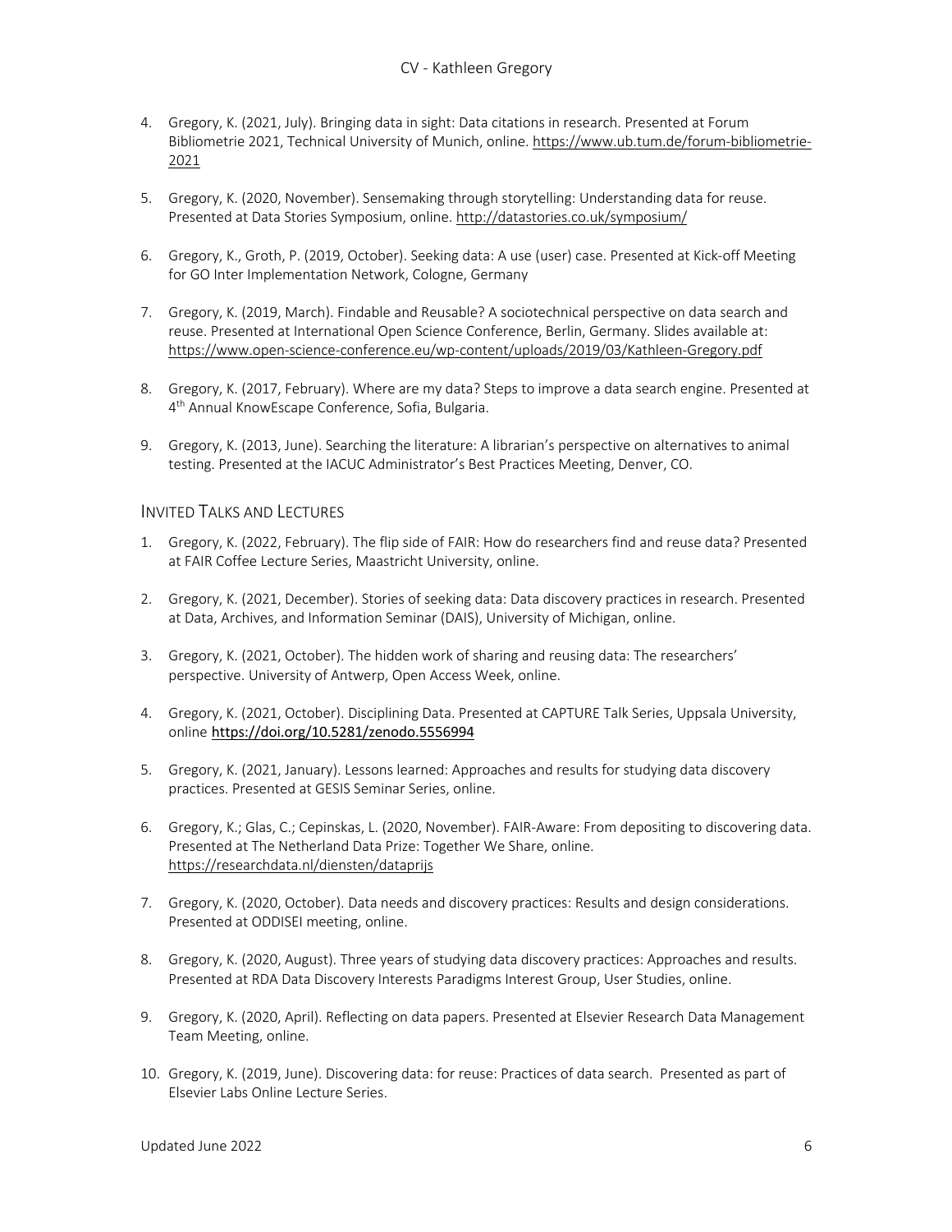4. Gregory, K. (2021, July). Bringing data in sight: Data citations in research. Presented at Forum Bibliometrie 2021, Technical University of Munich, online. https://www.ub.tum.de/forum-bibliometrie-2021

5. Gregory, K. (2020, November). Sensemaking through storytelling: Understanding data for reuse. Presented at Data Stories Symposium, online. http://datastories.co.uk/symposium/

6. Gregory, K., Groth, P. (2019, October). Seeking data: A use (user) case. Presented at Kick-off Meeting for GO Inter Implementation Network, Cologne, Germany

7. Gregory, K. (2019, March). Findable and Reusable? A sociotechnical perspective on data search and reuse. Presented at International Open Science Conference, Berlin, Germany. Slides available at: https://www.open-science-conference.eu/wp-content/uploads/2019/03/Kathleen-Gregory.pdf

8. Gregory, K. (2017, February). Where are my data? Steps to improve a data search engine. Presented at 4th Annual KnowEscape Conference, Sofia, Bulgaria.

9. Gregory, K. (2013, June). Searching the literature: A librarian's perspective on alternatives to animal testing. Presented at the IACUC Administrator's Best Practices Meeting, Denver, CO.

## Invited Talks and Lectures

1. Gregory, K. (2022, February). The flip side of FAIR: How do researchers find and reuse data? Presented at FAIR Coffee Lecture Series, Maastricht University, online.

2. Gregory, K. (2021, December). Stories of seeking data: Data discovery practices in research. Presented at Data, Archives, and Information Seminar (DAIS), University of Michigan, online.

3. Gregory, K. (2021, October). The hidden work of sharing and reusing data: The researchers' perspective. University of Antwerp, Open Access Week, online.

4. Gregory, K. (2021, October). Disciplining Data. Presented at CAPTURE Talk Series, Uppsala University, online https://doi.org/10.5281/zenodo.5556994

5. Gregory, K. (2021, January). Lessons learned: Approaches and results for studying data discovery practices. Presented at GESIS Seminar Series, online.

6. Gregory, K.; Glas, C.; Cepinskas, L. (2020, November). FAIR-Aware: From depositing to discovering data. Presented at The Netherland Data Prize: Together We Share, online. https://researchdata.nl/diensten/dataprijs

7. Gregory, K. (2020, October). Data needs and discovery practices: Results and design considerations. Presented at ODDISEI meeting, online.

8. Gregory, K. (2020, August). Three years of studying data discovery practices: Approaches and results. Presented at RDA Data Discovery Interests Paradigms Interest Group, User Studies, online.

9. Gregory, K. (2020, April). Reflecting on data papers. Presented at Elsevier Research Data Management Team Meeting, online.

10. Gregory, K. (2019, June). Discovering data: for reuse: Practices of data search. Presented as part of Elsevier Labs Online Lecture Series.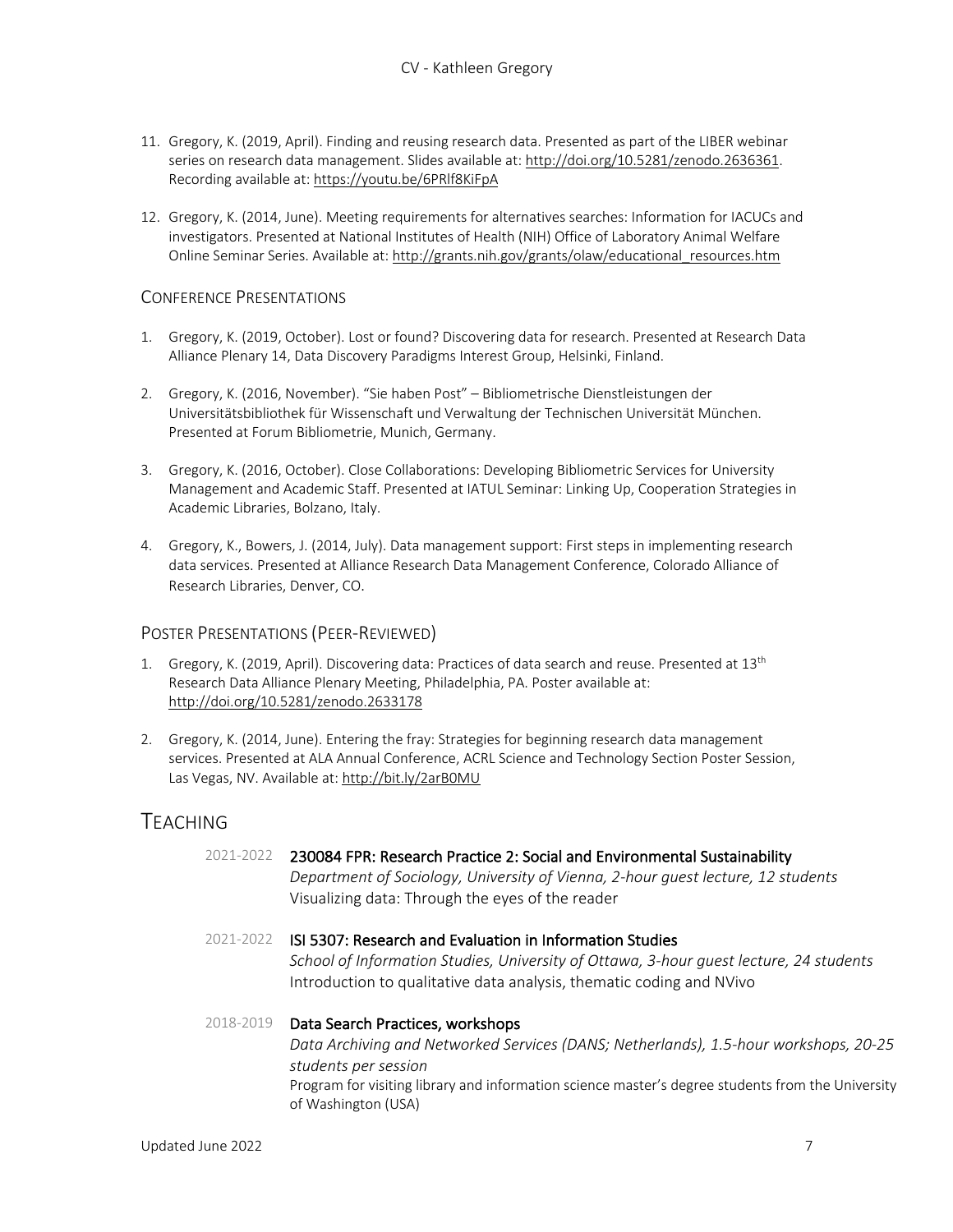11. Gregory, K. (2019, April). Finding and reusing research data. Presented as part of the LIBER webinar series on research data management. Slides available at: http://doi.org/10.5281/zenodo.2636361. Recording available at: https://youtu.be/6PRlf8KiFpA

12. Gregory, K. (2014, June). Meeting requirements for alternatives searches: Information for IACUCs and investigators. Presented at National Institutes of Health (NIH) Office of Laboratory Animal Welfare Online Seminar Series. Available at: http://grants.nih.gov/grants/olaw/educational_resources.htm

### Conference Presentations

1. Gregory, K. (2019, October). Lost or found? Discovering data for research. Presented at Research Data Alliance Plenary 14, Data Discovery Paradigms Interest Group, Helsinki, Finland.

2. Gregory, K. (2016, November). "Sie haben Post" – Bibliometrische Dienstleistungen der Universitätsbibliothek für Wissenschaft und Verwaltung der Technischen Universität München. Presented at Forum Bibliometrie, Munich, Germany.

3. Gregory, K. (2016, October). Close Collaborations: Developing Bibliometric Services for University Management and Academic Staff. Presented at IATUL Seminar: Linking Up, Cooperation Strategies in Academic Libraries, Bolzano, Italy.

4. Gregory, K., Bowers, J. (2014, July). Data management support: First steps in implementing research data services. Presented at Alliance Research Data Management Conference, Colorado Alliance of Research Libraries, Denver, CO.

### Poster Presentations (Peer-Reviewed)

1. Gregory, K. (2019, April). Discovering data: Practices of data search and reuse. Presented at 13th Research Data Alliance Plenary Meeting, Philadelphia, PA. Poster available at: http://doi.org/10.5281/zenodo.2633178

2. Gregory, K. (2014, June). Entering the fray: Strategies for beginning research data management services. Presented at ALA Annual Conference, ACRL Science and Technology Section Poster Session, Las Vegas, NV. Available at: http://bit.ly/2arB0MU

## Teaching

2021-2022 **230084 FPR: Research Practice 2: Social and Environmental Sustainability**
*Department of Sociology, University of Vienna, 2-hour guest lecture, 12 students*
Visualizing data: Through the eyes of the reader

2021-2022 **ISI 5307: Research and Evaluation in Information Studies**
*School of Information Studies, University of Ottawa, 3-hour guest lecture, 24 students*
Introduction to qualitative data analysis, thematic coding and NVivo

2018-2019 **Data Search Practices, workshops**
*Data Archiving and Networked Services (DANS; Netherlands), 1.5-hour workshops, 20-25 students per session*
Program for visiting library and information science master's degree students from the University of Washington (USA)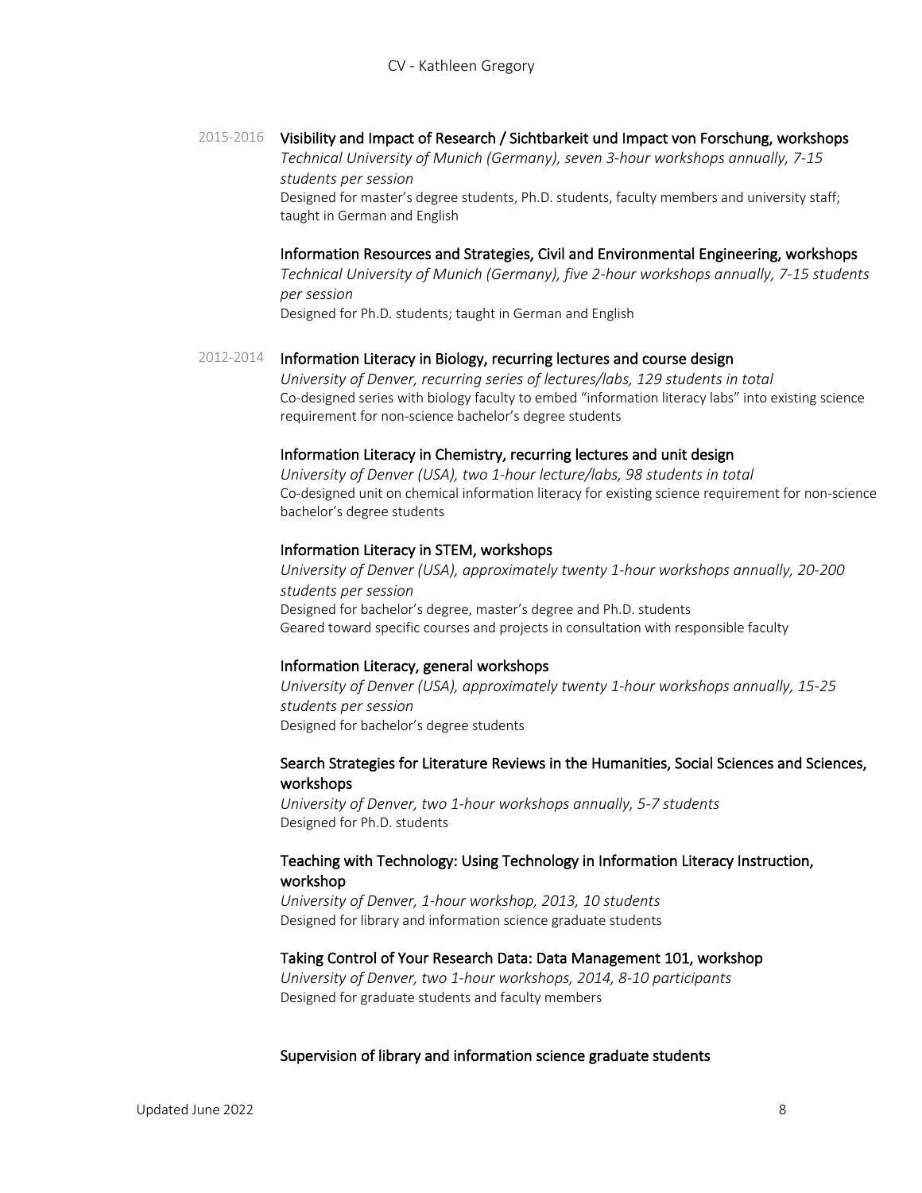2015-2016 **Visibility and Impact of Research / Sichtbarkeit und Impact von Forschung, workshops**
*Technical University of Munich (Germany), seven 3-hour workshops annually, 7-15 students per session*
Designed for master's degree students, Ph.D. students, faculty members and university staff; taught in German and English

**Information Resources and Strategies, Civil and Environmental Engineering, workshops**
*Technical University of Munich (Germany), five 2-hour workshops annually, 7-15 students per session*
Designed for Ph.D. students; taught in German and English

2012-2014 **Information Literacy in Biology, recurring lectures and course design**
*University of Denver, recurring series of lectures/labs, 129 students in total*
Co-designed series with biology faculty to embed "information literacy labs" into existing science requirement for non-science bachelor's degree students

**Information Literacy in Chemistry, recurring lectures and unit design**
*University of Denver (USA), two 1-hour lecture/labs, 98 students in total*
Co-designed unit on chemical information literacy for existing science requirement for non-science bachelor's degree students

**Information Literacy in STEM, workshops**
*University of Denver (USA), approximately twenty 1-hour workshops annually, 20-200 students per session*
Designed for bachelor's degree, master's degree and Ph.D. students
Geared toward specific courses and projects in consultation with responsible faculty

**Information Literacy, general workshops**
*University of Denver (USA), approximately twenty 1-hour workshops annually, 15-25 students per session*
Designed for bachelor's degree students

**Search Strategies for Literature Reviews in the Humanities, Social Sciences and Sciences, workshops**
*University of Denver, two 1-hour workshops annually, 5-7 students*
Designed for Ph.D. students

**Teaching with Technology: Using Technology in Information Literacy Instruction, workshop**
*University of Denver, 1-hour workshop, 2013, 10 students*
Designed for library and information science graduate students

**Taking Control of Your Research Data: Data Management 101, workshop**
*University of Denver, two 1-hour workshops, 2014, 8-10 participants*
Designed for graduate students and faculty members

**Supervision of library and information science graduate students**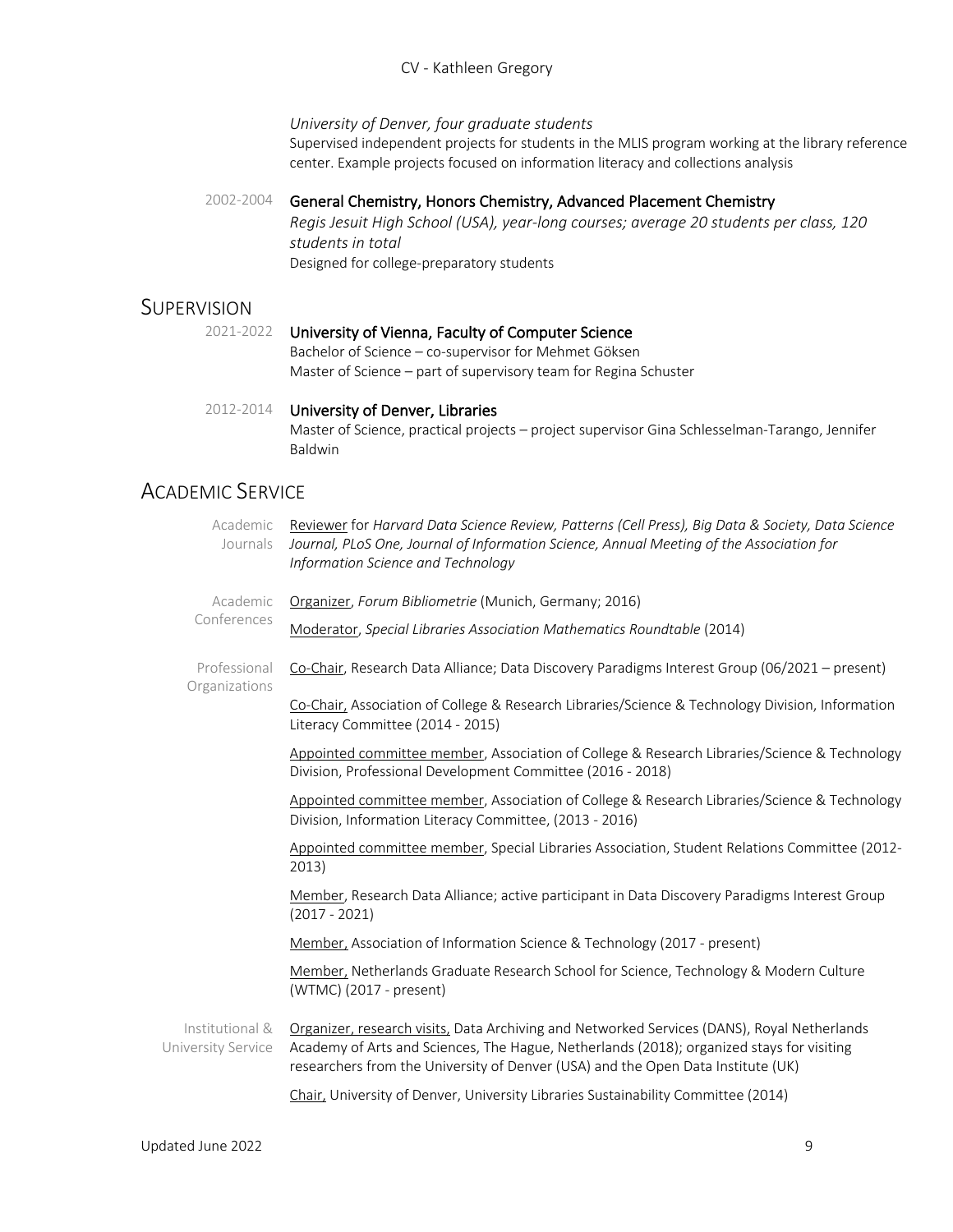*University of Denver, four graduate students*
Supervised independent projects for students in the MLIS program working at the library reference center. Example projects focused on information literacy and collections analysis

2002-2004 **General Chemistry, Honors Chemistry, Advanced Placement Chemistry**
*Regis Jesuit High School (USA), year-long courses; average 20 students per class, 120 students in total*
Designed for college-preparatory students

## Supervision

2021-2022 **University of Vienna, Faculty of Computer Science**
Bachelor of Science – co-supervisor for Mehmet Göksen
Master of Science – part of supervisory team for Regina Schuster

2012-2014 **University of Denver, Libraries**
Master of Science, practical projects – project supervisor Gina Schlesselman-Tarango, Jennifer Baldwin

## Academic Service

**Academic Journals**

Reviewer for *Harvard Data Science Review, Patterns (Cell Press), Big Data & Society, Data Science Journal, PLoS One, Journal of Information Science, Annual Meeting of the Association for Information Science and Technology*

**Academic Conferences**

Organizer, *Forum Bibliometrie* (Munich, Germany; 2016)

Moderator, *Special Libraries Association Mathematics Roundtable* (2014)

**Professional Organizations**

Co-Chair, Research Data Alliance; Data Discovery Paradigms Interest Group (06/2021 – present)

Co-Chair, Association of College & Research Libraries/Science & Technology Division, Information Literacy Committee (2014 - 2015)

Appointed committee member, Association of College & Research Libraries/Science & Technology Division, Professional Development Committee (2016 - 2018)

Appointed committee member, Association of College & Research Libraries/Science & Technology Division, Information Literacy Committee, (2013 - 2016)

Appointed committee member, Special Libraries Association, Student Relations Committee (2012-2013)

Member, Research Data Alliance; active participant in Data Discovery Paradigms Interest Group (2017 - 2021)

Member, Association of Information Science & Technology (2017 - present)

Member, Netherlands Graduate Research School for Science, Technology & Modern Culture (WTMC) (2017 - present)

**Institutional & University Service**

Organizer, research visits, Data Archiving and Networked Services (DANS), Royal Netherlands Academy of Arts and Sciences, The Hague, Netherlands (2018); organized stays for visiting researchers from the University of Denver (USA) and the Open Data Institute (UK)

Chair, University of Denver, University Libraries Sustainability Committee (2014)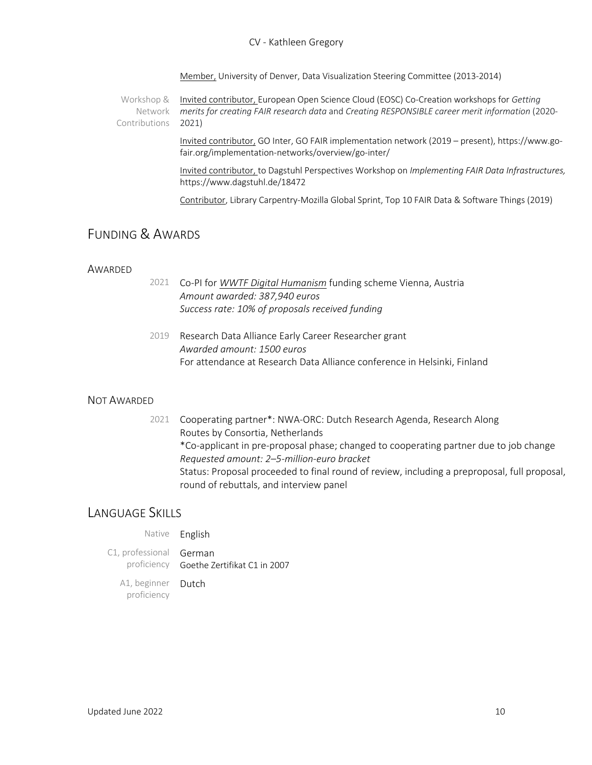Member, University of Denver, Data Visualization Steering Committee (2013-2014)

Workshop & Network Contributions

Invited contributor, European Open Science Cloud (EOSC) Co-Creation workshops for *Getting merits for creating FAIR research data* and *Creating RESPONSIBLE career merit information* (2020-2021)

Invited contributor, GO Inter, GO FAIR implementation network (2019 – present), https://www.go-fair.org/implementation-networks/overview/go-inter/

Invited contributor, to Dagstuhl Perspectives Workshop on *Implementing FAIR Data Infrastructures,* https://www.dagstuhl.de/18472

Contributor, Library Carpentry-Mozilla Global Sprint, Top 10 FAIR Data & Software Things (2019)

## Funding & Awards

### Awarded

2021 Co-PI for *WWTF Digital Humanism* funding scheme Vienna, Austria
*Amount awarded: 387,940 euros*
*Success rate: 10% of proposals received funding*

2019 Research Data Alliance Early Career Researcher grant
*Awarded amount: 1500 euros*
For attendance at Research Data Alliance conference in Helsinki, Finland

### Not Awarded

2021 Cooperating partner*: NWA-ORC: Dutch Research Agenda, Research Along Routes by Consortia, Netherlands
*Co-applicant in pre-proposal phase; changed to cooperating partner due to job change
*Requested amount: 2–5-million-euro bracket*
Status: Proposal proceeded to final round of review, including a preproposal, full proposal, round of rebuttals, and interview panel

## Language Skills

Native — English

C1, professional proficiency — German
Goethe Zertifikat C1 in 2007

A1, beginner proficiency — Dutch